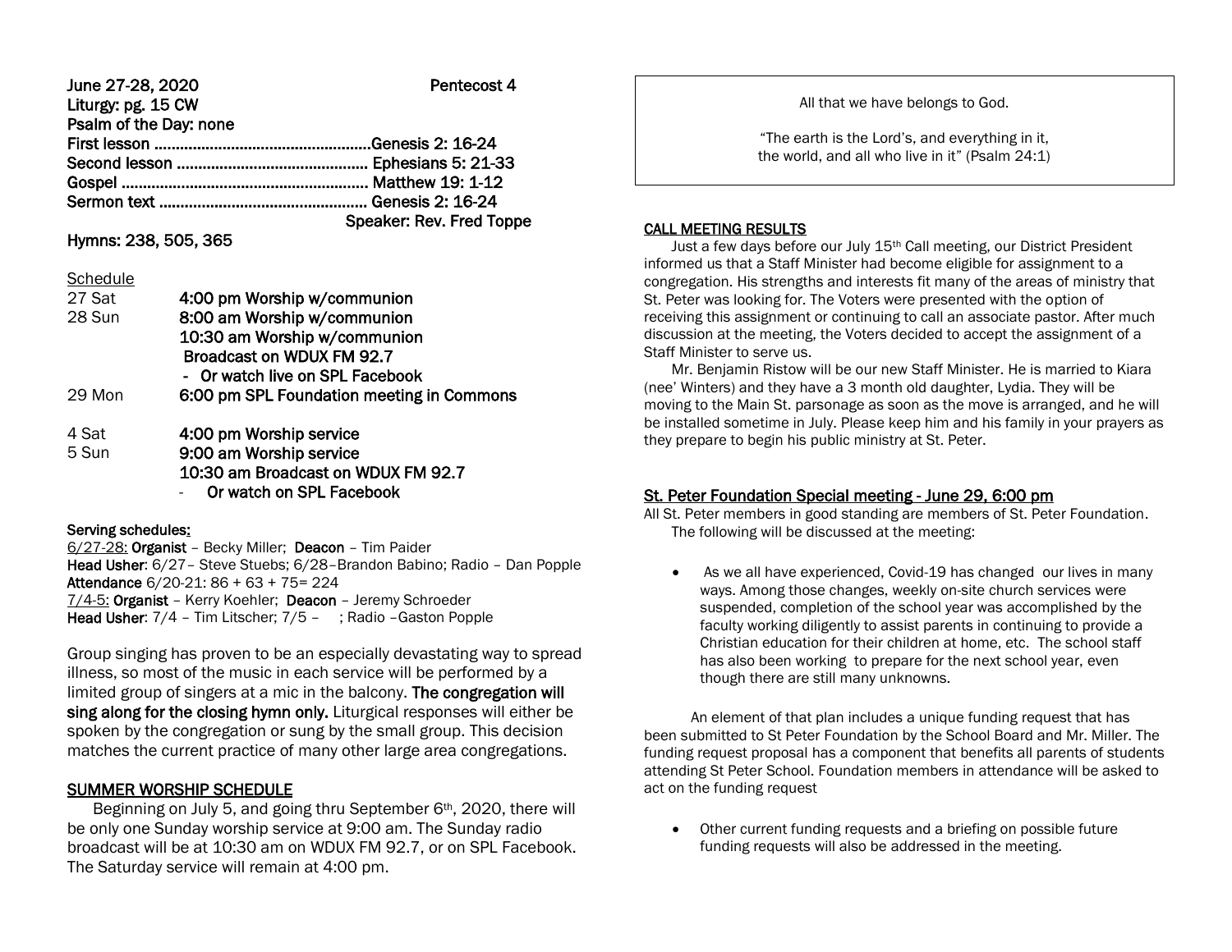**June 27-28, 2020** **Pentecost 4**

**Liturgy: pg. 15 CW**

**Psalm of the Day: none**

**First lesson ...................................................Genesis 2: 16-24**

**Second lesson ............................................. Ephesians 5: 21-33**

**Gospel .......................................................... Matthew 19: 1-12**

**Sermon text ................................................. Genesis 2: 16-24**

**Speaker: Rev. Fred Toppe**

**Hymns: 238, 505, 365**

Schedule

| | |
|---|---|
| 27 Sat | **4:00 pm Worship w/communion** |
| 28 Sun | **8:00 am Worship w/communion** |
| | **10:30 am Worship w/communion** |
| | **Broadcast on WDUX FM 92.7** |
| | **- Or watch live on SPL Facebook** |
| 29 Mon | **6:00 pm SPL Foundation meeting in Commons** |
| 4 Sat | **4:00 pm Worship service** |
| 5 Sun | **9:00 am Worship service** |
| | **10:30 am Broadcast on WDUX FM 92.7** |
| | **- Or watch on SPL Facebook** |

**Serving schedules:**

6/27-28: **Organist** – Becky Miller; **Deacon** – Tim Paider
**Head Usher**: 6/27– Steve Stuebs; 6/28–Brandon Babino; Radio – Dan Popple
**Attendance** 6/20-21: 86 + 63 + 75= 224
7/4-5: **Organist** – Kerry Koehler; **Deacon** – Jeremy Schroeder
**Head Usher**: 7/4 – Tim Litscher; 7/5 – ; Radio –Gaston Popple

Group singing has proven to be an especially devastating way to spread illness, so most of the music in each service will be performed by a limited group of singers at a mic in the balcony. **The congregation will sing along for the closing hymn only.** Liturgical responses will either be spoken by the congregation or sung by the small group. This decision matches the current practice of many other large area congregations.

## SUMMER WORSHIP SCHEDULE

Beginning on July 5, and going thru September 6th, 2020, there will be only one Sunday worship service at 9:00 am. The Sunday radio broadcast will be at 10:30 am on WDUX FM 92.7, or on SPL Facebook. The Saturday service will remain at 4:00 pm.

---

All that we have belongs to God.

"The earth is the Lord's, and everything in it, the world, and all who live in it" (Psalm 24:1)

---

## CALL MEETING RESULTS

Just a few days before our July 15th Call meeting, our District President informed us that a Staff Minister had become eligible for assignment to a congregation. His strengths and interests fit many of the areas of ministry that St. Peter was looking for. The Voters were presented with the option of receiving this assignment or continuing to call an associate pastor. After much discussion at the meeting, the Voters decided to accept the assignment of a Staff Minister to serve us.

Mr. Benjamin Ristow will be our new Staff Minister. He is married to Kiara (nee' Winters) and they have a 3 month old daughter, Lydia. They will be moving to the Main St. parsonage as soon as the move is arranged, and he will be installed sometime in July. Please keep him and his family in your prayers as they prepare to begin his public ministry at St. Peter.

## St. Peter Foundation Special meeting - June 29, 6:00 pm

All St. Peter members in good standing are members of St. Peter Foundation. The following will be discussed at the meeting:

- As we all have experienced, Covid-19 has changed our lives in many ways. Among those changes, weekly on-site church services were suspended, completion of the school year was accomplished by the faculty working diligently to assist parents in continuing to provide a Christian education for their children at home, etc. The school staff has also been working to prepare for the next school year, even though there are still many unknowns.

An element of that plan includes a unique funding request that has been submitted to St Peter Foundation by the School Board and Mr. Miller. The funding request proposal has a component that benefits all parents of students attending St Peter School. Foundation members in attendance will be asked to act on the funding request

- Other current funding requests and a briefing on possible future funding requests will also be addressed in the meeting.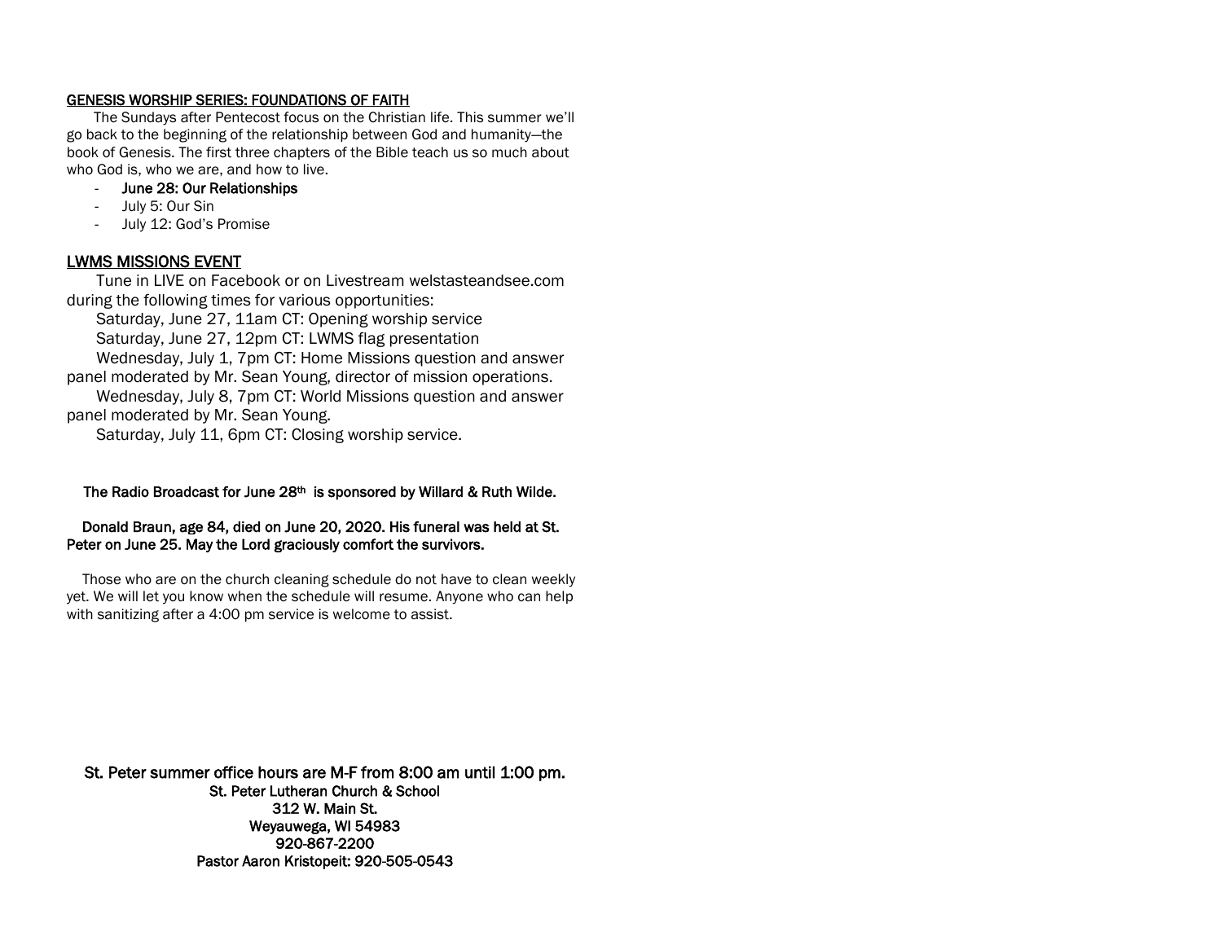## GENESIS WORSHIP SERIES: FOUNDATIONS OF FAITH

The Sundays after Pentecost focus on the Christian life. This summer we'll go back to the beginning of the relationship between God and humanity—the book of Genesis. The first three chapters of the Bible teach us so much about who God is, who we are, and how to live.

- **June 28: Our Relationships**
- July 5: Our Sin
- July 12: God's Promise

## LWMS MISSIONS EVENT

Tune in LIVE on Facebook or on Livestream welstasteandsee.com during the following times for various opportunities:

Saturday, June 27, 11am CT: Opening worship service

Saturday, June 27, 12pm CT: LWMS flag presentation

Wednesday, July 1, 7pm CT: Home Missions question and answer panel moderated by Mr. Sean Young, director of mission operations.

Wednesday, July 8, 7pm CT: World Missions question and answer panel moderated by Mr. Sean Young.

Saturday, July 11, 6pm CT: Closing worship service.

**The Radio Broadcast for June 28th is sponsored by Willard & Ruth Wilde.**

**Donald Braun, age 84, died on June 20, 2020. His funeral was held at St. Peter on June 25. May the Lord graciously comfort the survivors.**

Those who are on the church cleaning schedule do not have to clean weekly yet. We will let you know when the schedule will resume. Anyone who can help with sanitizing after a 4:00 pm service is welcome to assist.

**St. Peter summer office hours are M-F from 8:00 am until 1:00 pm.**

**St. Peter Lutheran Church & School**
**312 W. Main St.**
**Weyauwega, WI 54983**
**920-867-2200**
**Pastor Aaron Kristopeit: 920-505-0543**